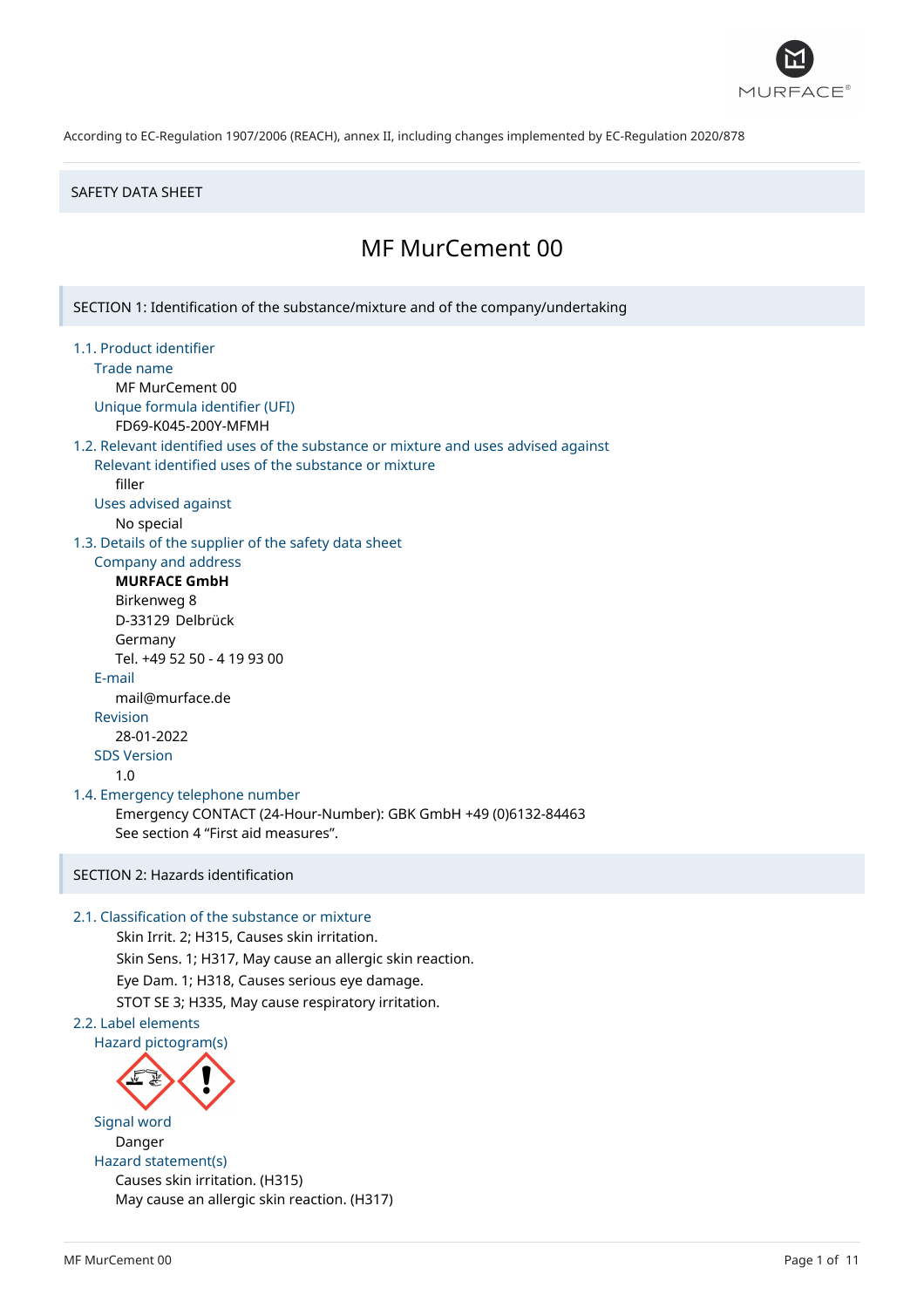According to EC-Regulation 1907/2006 (REACH), annex II, including changes implemented by EC-Regulation 2020/878

SAFETY DATA SHEET

# MF MurCement 00

## SECTION 1: Identification of the substance/mixture and of the company/undertaking

### 1.1. Product identifier

Trade name

MF MurCement 00

Unique formula identifier (UFI)

FD69-K045-200Y-MFMH

### 1.2. Relevant identified uses of the substance or mixture and uses advised against

Relevant identified uses of the substance or mixture

filler

Uses advised against

No special

### 1.3. Details of the supplier of the safety data sheet

Company and address

**MURFACE GmbH**
Birkenweg 8
D-33129 Delbrück
Germany
Tel. +49 52 50 - 4 19 93 00

E-mail

mail@murface.de

Revision

28-01-2022

SDS Version

1.0

### 1.4. Emergency telephone number

Emergency CONTACT (24-Hour-Number): GBK GmbH +49 (0)6132-84463
See section 4 "First aid measures".

## SECTION 2: Hazards identification

### 2.1. Classification of the substance or mixture

Skin Irrit. 2; H315, Causes skin irritation.
Skin Sens. 1; H317, May cause an allergic skin reaction.
Eye Dam. 1; H318, Causes serious eye damage.
STOT SE 3; H335, May cause respiratory irritation.

### 2.2. Label elements

Hazard pictogram(s)

Signal word

Danger

Hazard statement(s)

Causes skin irritation. (H315)
May cause an allergic skin reaction. (H317)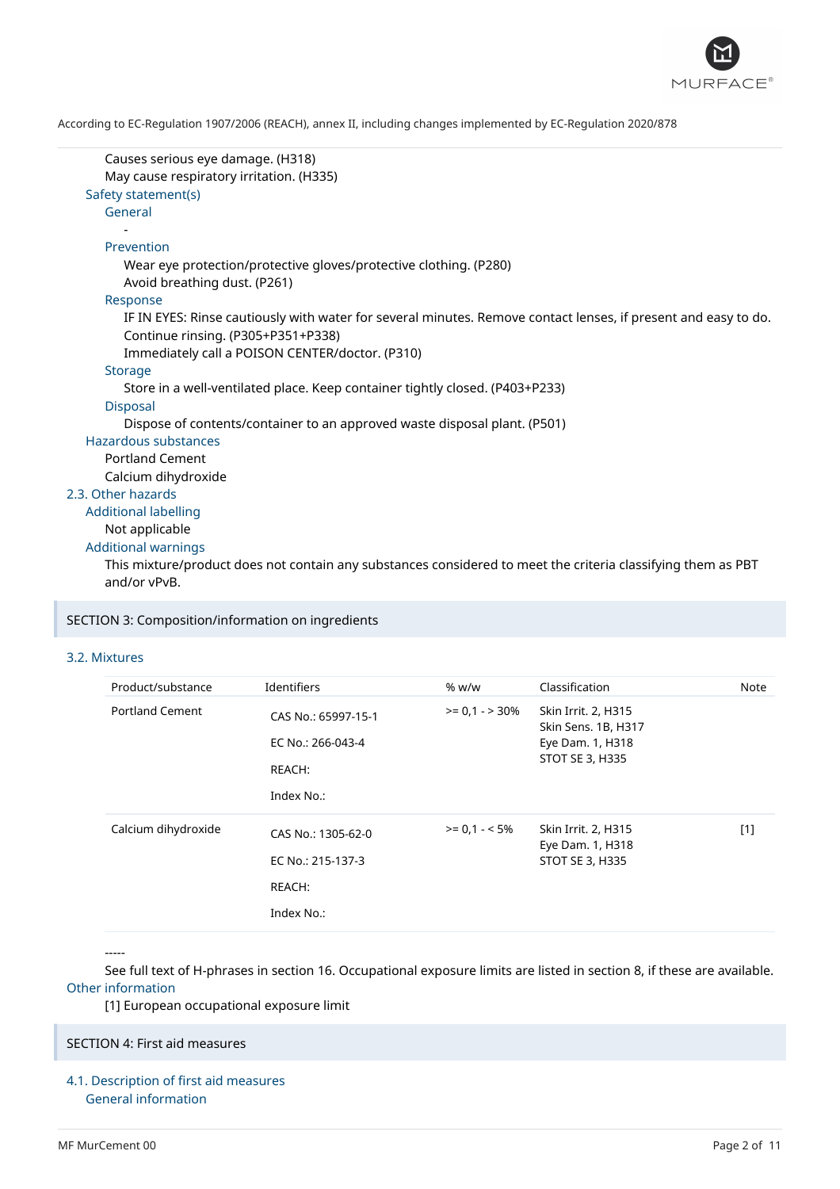Causes serious eye damage. (H318)
May cause respiratory irritation. (H335)

### Safety statement(s)

#### General

-

#### Prevention

Wear eye protection/protective gloves/protective clothing. (P280)
Avoid breathing dust. (P261)

#### Response

IF IN EYES: Rinse cautiously with water for several minutes. Remove contact lenses, if present and easy to do. Continue rinsing. (P305+P351+P338)
Immediately call a POISON CENTER/doctor. (P310)

#### Storage

Store in a well-ventilated place. Keep container tightly closed. (P403+P233)

#### Disposal

Dispose of contents/container to an approved waste disposal plant. (P501)

### Hazardous substances

Portland Cement
Calcium dihydroxide

## 2.3. Other hazards

### Additional labelling

Not applicable

### Additional warnings

This mixture/product does not contain any substances considered to meet the criteria classifying them as PBT and/or vPvB.

# SECTION 3: Composition/information on ingredients

## 3.2. Mixtures

| Product/substance | Identifiers | % w/w | Classification | Note |
|---|---|---|---|---|
| Portland Cement | CAS No.: 65997-15-1<br>EC No.: 266-043-4<br>REACH:<br>Index No.: | >= 0,1 - > 30% | Skin Irrit. 2, H315<br>Skin Sens. 1B, H317<br>Eye Dam. 1, H318<br>STOT SE 3, H335 | |
| Calcium dihydroxide | CAS No.: 1305-62-0<br>EC No.: 215-137-3<br>REACH:<br>Index No.: | >= 0,1 - < 5% | Skin Irrit. 2, H315<br>Eye Dam. 1, H318<br>STOT SE 3, H335 | [1] |

-----

See full text of H-phrases in section 16. Occupational exposure limits are listed in section 8, if these are available.

### Other information

[1] European occupational exposure limit

# SECTION 4: First aid measures

## 4.1. Description of first aid measures

### General information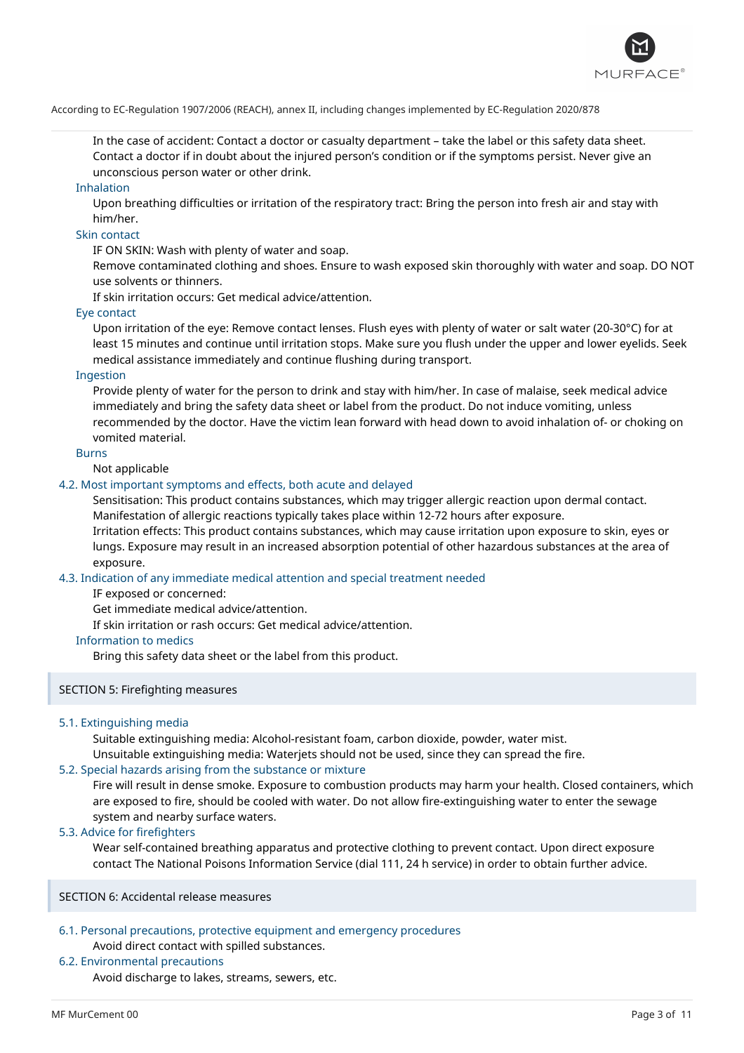In the case of accident: Contact a doctor or casualty department – take the label or this safety data sheet. Contact a doctor if in doubt about the injured person's condition or if the symptoms persist. Never give an unconscious person water or other drink.

**Inhalation**

Upon breathing difficulties or irritation of the respiratory tract: Bring the person into fresh air and stay with him/her.

**Skin contact**

IF ON SKIN: Wash with plenty of water and soap.
Remove contaminated clothing and shoes. Ensure to wash exposed skin thoroughly with water and soap. DO NOT use solvents or thinners.
If skin irritation occurs: Get medical advice/attention.

**Eye contact**

Upon irritation of the eye: Remove contact lenses. Flush eyes with plenty of water or salt water (20-30°C) for at least 15 minutes and continue until irritation stops. Make sure you flush under the upper and lower eyelids. Seek medical assistance immediately and continue flushing during transport.

**Ingestion**

Provide plenty of water for the person to drink and stay with him/her. In case of malaise, seek medical advice immediately and bring the safety data sheet or label from the product. Do not induce vomiting, unless recommended by the doctor. Have the victim lean forward with head down to avoid inhalation of- or choking on vomited material.

**Burns**

Not applicable

### 4.2. Most important symptoms and effects, both acute and delayed

Sensitisation: This product contains substances, which may trigger allergic reaction upon dermal contact. Manifestation of allergic reactions typically takes place within 12-72 hours after exposure.
Irritation effects: This product contains substances, which may cause irritation upon exposure to skin, eyes or lungs. Exposure may result in an increased absorption potential of other hazardous substances at the area of exposure.

### 4.3. Indication of any immediate medical attention and special treatment needed

IF exposed or concerned:
Get immediate medical advice/attention.
If skin irritation or rash occurs: Get medical advice/attention.

**Information to medics**

Bring this safety data sheet or the label from this product.

## SECTION 5: Firefighting measures

### 5.1. Extinguishing media

Suitable extinguishing media: Alcohol-resistant foam, carbon dioxide, powder, water mist.
Unsuitable extinguishing media: Waterjets should not be used, since they can spread the fire.

### 5.2. Special hazards arising from the substance or mixture

Fire will result in dense smoke. Exposure to combustion products may harm your health. Closed containers, which are exposed to fire, should be cooled with water. Do not allow fire-extinguishing water to enter the sewage system and nearby surface waters.

### 5.3. Advice for firefighters

Wear self-contained breathing apparatus and protective clothing to prevent contact. Upon direct exposure contact The National Poisons Information Service (dial 111, 24 h service) in order to obtain further advice.

## SECTION 6: Accidental release measures

### 6.1. Personal precautions, protective equipment and emergency procedures

Avoid direct contact with spilled substances.

### 6.2. Environmental precautions

Avoid discharge to lakes, streams, sewers, etc.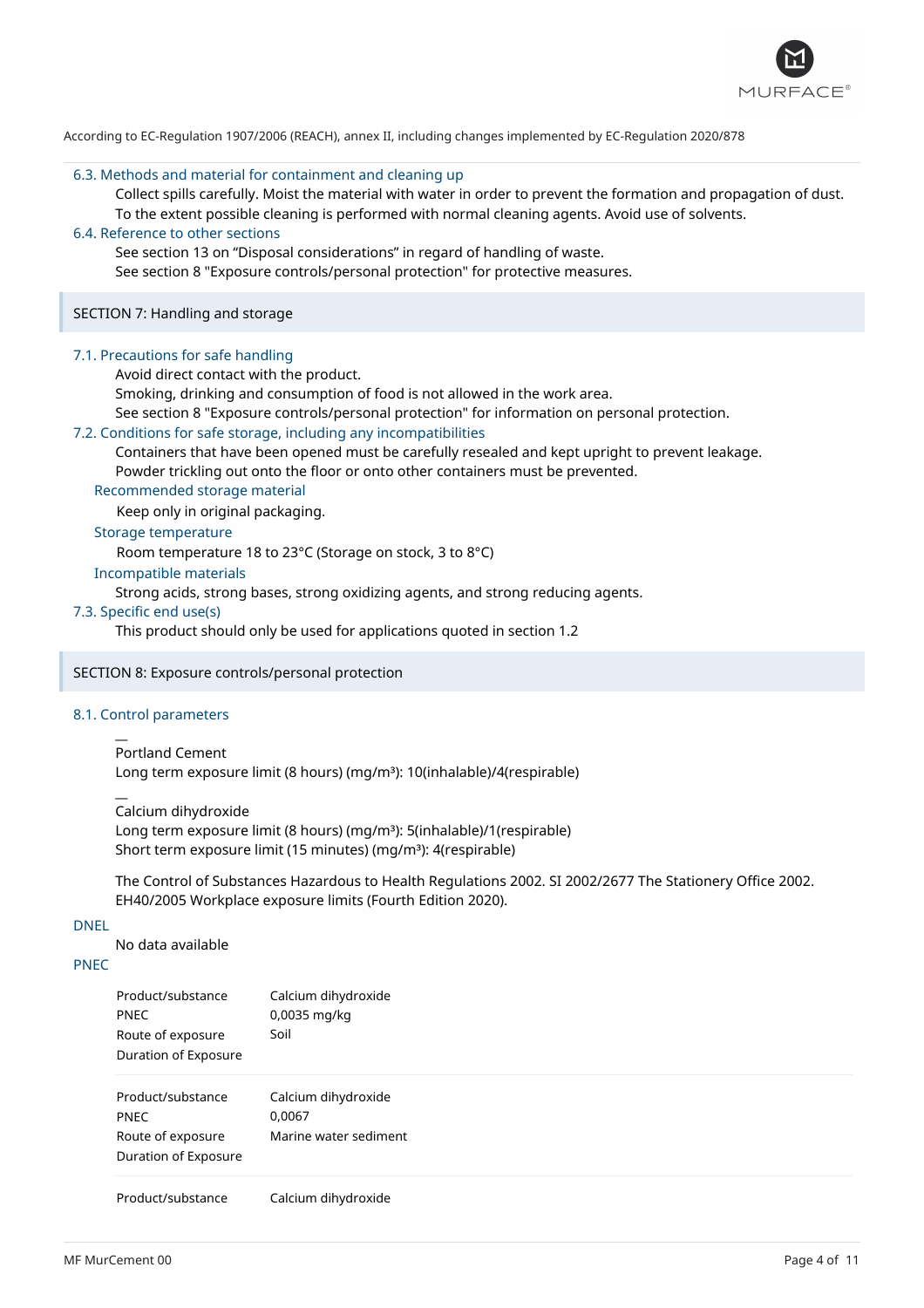### 6.3. Methods and material for containment and cleaning up

Collect spills carefully. Moist the material with water in order to prevent the formation and propagation of dust.
To the extent possible cleaning is performed with normal cleaning agents. Avoid use of solvents.

### 6.4. Reference to other sections

See section 13 on “Disposal considerations” in regard of handling of waste.
See section 8 "Exposure controls/personal protection" for protective measures.

## SECTION 7: Handling and storage

### 7.1. Precautions for safe handling

Avoid direct contact with the product.
Smoking, drinking and consumption of food is not allowed in the work area.
See section 8 "Exposure controls/personal protection" for information on personal protection.

### 7.2. Conditions for safe storage, including any incompatibilities

Containers that have been opened must be carefully resealed and kept upright to prevent leakage.
Powder trickling out onto the floor or onto other containers must be prevented.

#### Recommended storage material

Keep only in original packaging.

#### Storage temperature

Room temperature 18 to 23°C (Storage on stock, 3 to 8°C)

#### Incompatible materials

Strong acids, strong bases, strong oxidizing agents, and strong reducing agents.

### 7.3. Specific end use(s)

This product should only be used for applications quoted in section 1.2

## SECTION 8: Exposure controls/personal protection

### 8.1. Control parameters

—
Portland Cement
Long term exposure limit (8 hours) (mg/m³): 10(inhalable)/4(respirable)

—
Calcium dihydroxide
Long term exposure limit (8 hours) (mg/m³): 5(inhalable)/1(respirable)
Short term exposure limit (15 minutes) (mg/m³): 4(respirable)

The Control of Substances Hazardous to Health Regulations 2002. SI 2002/2677 The Stationery Office 2002.
EH40/2005 Workplace exposure limits (Fourth Edition 2020).

#### DNEL

No data available

#### PNEC

| | |
|---|---|
| Product/substance | Calcium dihydroxide |
| PNEC | 0,0035 mg/kg |
| Route of exposure | Soil |
| Duration of Exposure | |

| | |
|---|---|
| Product/substance | Calcium dihydroxide |
| PNEC | 0,0067 |
| Route of exposure | Marine water sediment |
| Duration of Exposure | |

| | |
|---|---|
| Product/substance | Calcium dihydroxide |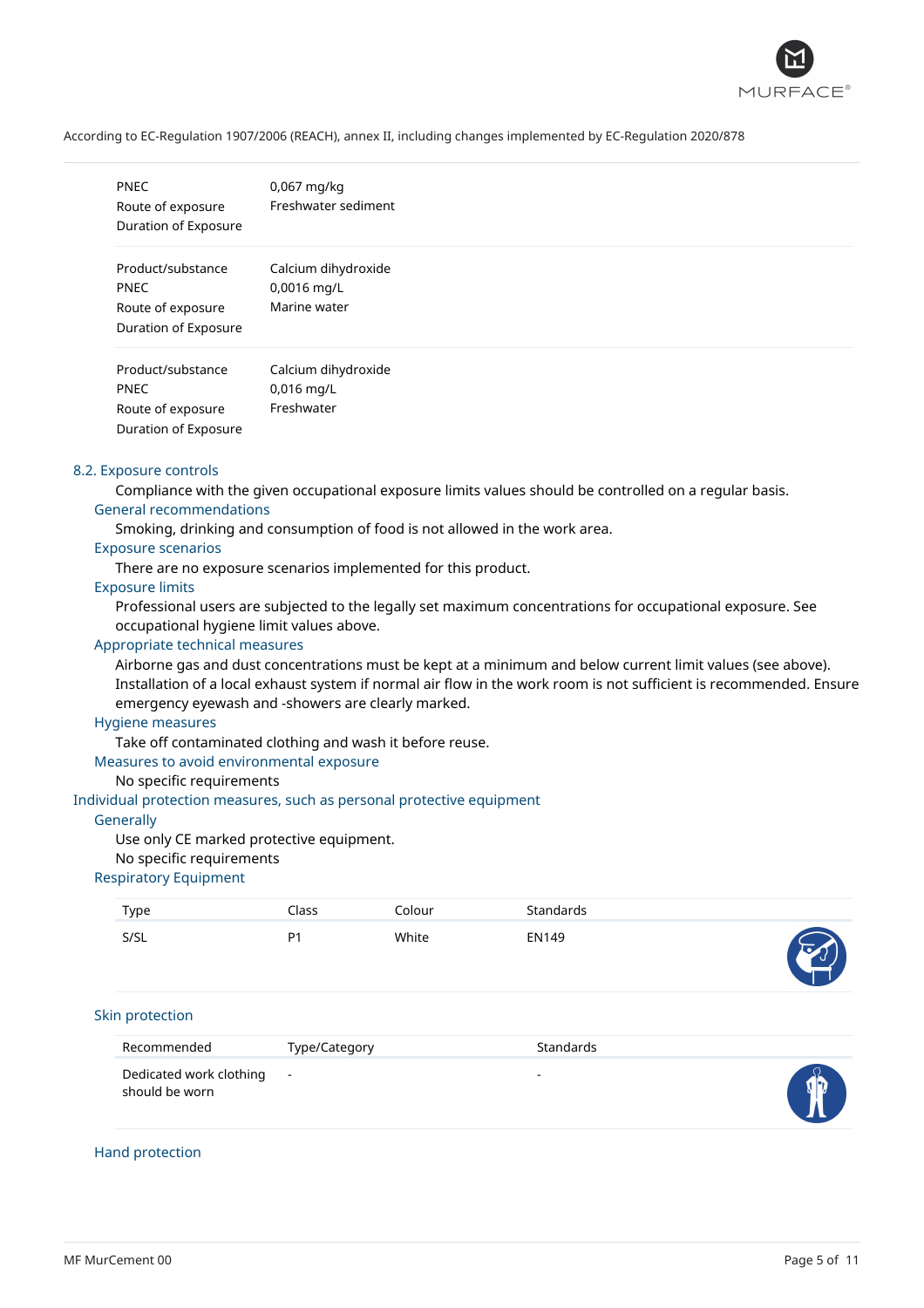According to EC-Regulation 1907/2006 (REACH), annex II, including changes implemented by EC-Regulation 2020/878

| | |
|---|---|
| PNEC | 0,067 mg/kg |
| Route of exposure | Freshwater sediment |
| Duration of Exposure | |

| | |
|---|---|
| Product/substance | Calcium dihydroxide |
| PNEC | 0,0016 mg/L |
| Route of exposure | Marine water |
| Duration of Exposure | |

| | |
|---|---|
| Product/substance | Calcium dihydroxide |
| PNEC | 0,016 mg/L |
| Route of exposure | Freshwater |
| Duration of Exposure | |

## 8.2. Exposure controls

Compliance with the given occupational exposure limits values should be controlled on a regular basis.

### General recommendations

Smoking, drinking and consumption of food is not allowed in the work area.

### Exposure scenarios

There are no exposure scenarios implemented for this product.

### Exposure limits

Professional users are subjected to the legally set maximum concentrations for occupational exposure. See occupational hygiene limit values above.

### Appropriate technical measures

Airborne gas and dust concentrations must be kept at a minimum and below current limit values (see above). Installation of a local exhaust system if normal air flow in the work room is not sufficient is recommended. Ensure emergency eyewash and -showers are clearly marked.

### Hygiene measures

Take off contaminated clothing and wash it before reuse.

### Measures to avoid environmental exposure

No specific requirements

## Individual protection measures, such as personal protective equipment

### Generally

Use only CE marked protective equipment.
No specific requirements

### Respiratory Equipment

| Type | Class | Colour | Standards |
|---|---|---|---|
| S/SL | P1 | White | EN149 |

### Skin protection

| Recommended | Type/Category | Standards |
|---|---|---|
| Dedicated work clothing should be worn | - | - |

### Hand protection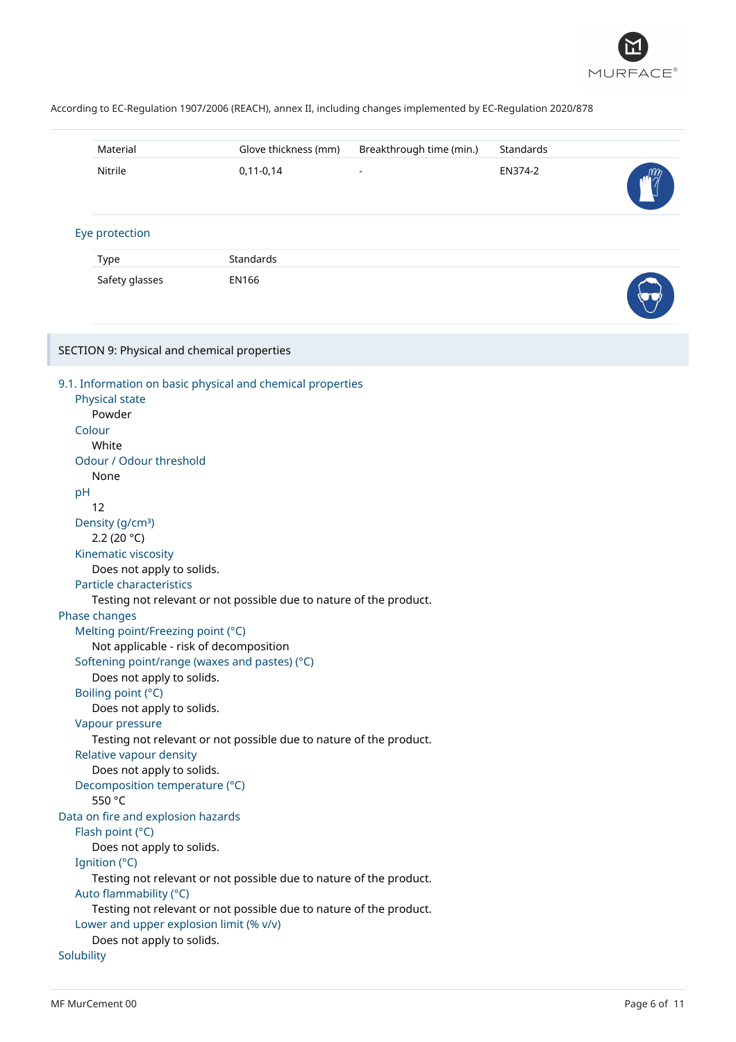According to EC-Regulation 1907/2006 (REACH), annex II, including changes implemented by EC-Regulation 2020/878

| Material | Glove thickness (mm) | Breakthrough time (min.) | Standards |
|---|---|---|---|
| Nitrile | 0,11-0,14 | - | EN374-2 |

### Eye protection

| Type | Standards |
|---|---|
| Safety glasses | EN166 |

## SECTION 9: Physical and chemical properties

### 9.1. Information on basic physical and chemical properties

**Physical state**
Powder

**Colour**
White

**Odour / Odour threshold**
None

**pH**
12

**Density (g/cm³)**
2.2 (20 °C)

**Kinematic viscosity**
Does not apply to solids.

**Particle characteristics**
Testing not relevant or not possible due to nature of the product.

### Phase changes

**Melting point/Freezing point (°C)**
Not applicable - risk of decomposition

**Softening point/range (waxes and pastes) (°C)**
Does not apply to solids.

**Boiling point (°C)**
Does not apply to solids.

**Vapour pressure**
Testing not relevant or not possible due to nature of the product.

**Relative vapour density**
Does not apply to solids.

**Decomposition temperature (°C)**
550 °C

### Data on fire and explosion hazards

**Flash point (°C)**
Does not apply to solids.

**Ignition (°C)**
Testing not relevant or not possible due to nature of the product.

**Auto flammability (°C)**
Testing not relevant or not possible due to nature of the product.

**Lower and upper explosion limit (% v/v)**
Does not apply to solids.

### Solubility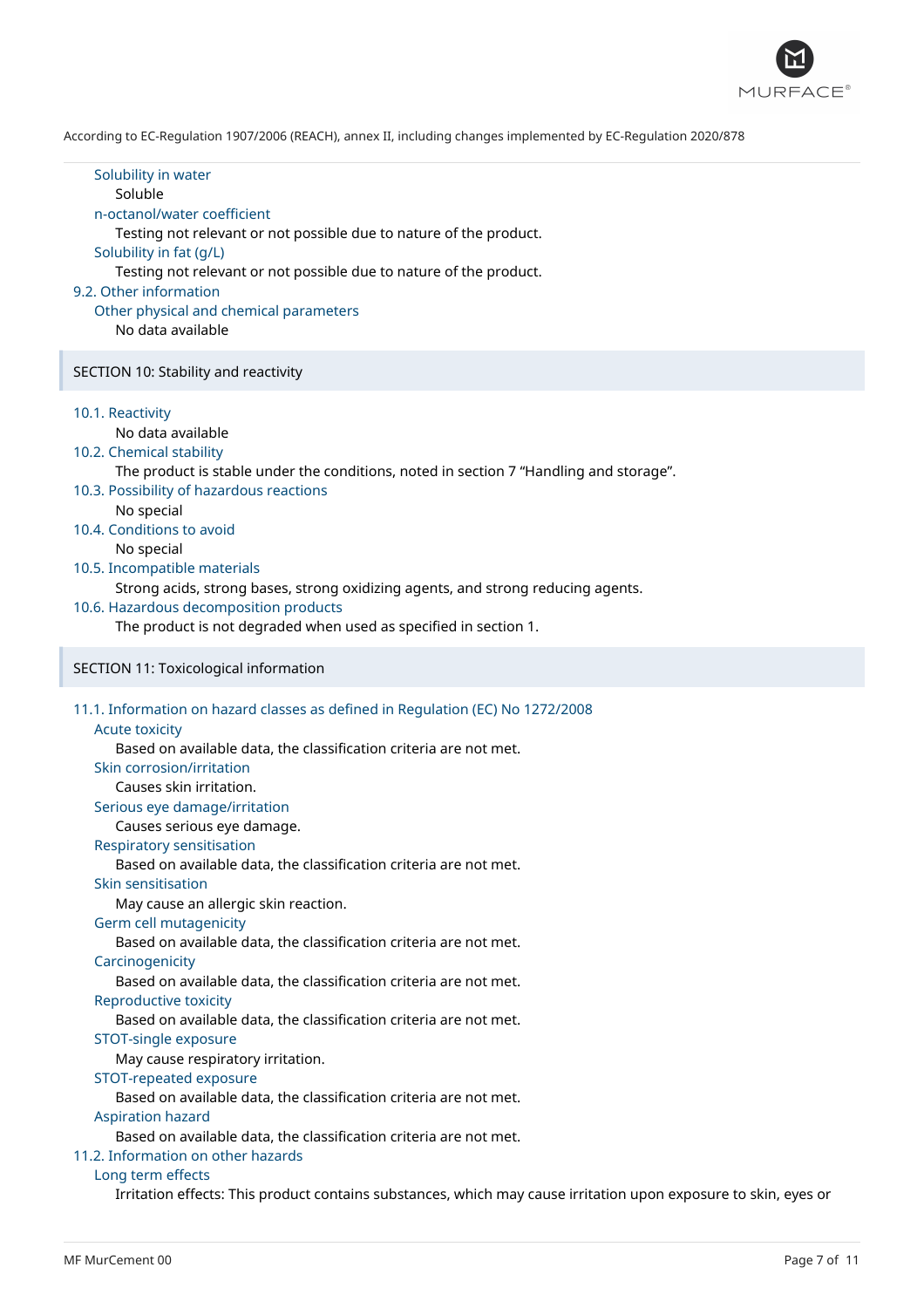Solubility in water

Soluble

n-octanol/water coefficient

Testing not relevant or not possible due to nature of the product.

Solubility in fat (g/L)

Testing not relevant or not possible due to nature of the product.

### 9.2. Other information

Other physical and chemical parameters

No data available

## SECTION 10: Stability and reactivity

### 10.1. Reactivity

No data available

### 10.2. Chemical stability

The product is stable under the conditions, noted in section 7 “Handling and storage”.

### 10.3. Possibility of hazardous reactions

No special

### 10.4. Conditions to avoid

No special

### 10.5. Incompatible materials

Strong acids, strong bases, strong oxidizing agents, and strong reducing agents.

### 10.6. Hazardous decomposition products

The product is not degraded when used as specified in section 1.

## SECTION 11: Toxicological information

### 11.1. Information on hazard classes as defined in Regulation (EC) No 1272/2008

Acute toxicity

Based on available data, the classification criteria are not met.

Skin corrosion/irritation

Causes skin irritation.

Serious eye damage/irritation

Causes serious eye damage.

Respiratory sensitisation

Based on available data, the classification criteria are not met.

Skin sensitisation

May cause an allergic skin reaction.

Germ cell mutagenicity

Based on available data, the classification criteria are not met.

Carcinogenicity

Based on available data, the classification criteria are not met.

Reproductive toxicity

Based on available data, the classification criteria are not met.

STOT-single exposure

May cause respiratory irritation.

STOT-repeated exposure

Based on available data, the classification criteria are not met.

Aspiration hazard

Based on available data, the classification criteria are not met.

### 11.2. Information on other hazards

Long term effects

Irritation effects: This product contains substances, which may cause irritation upon exposure to skin, eyes or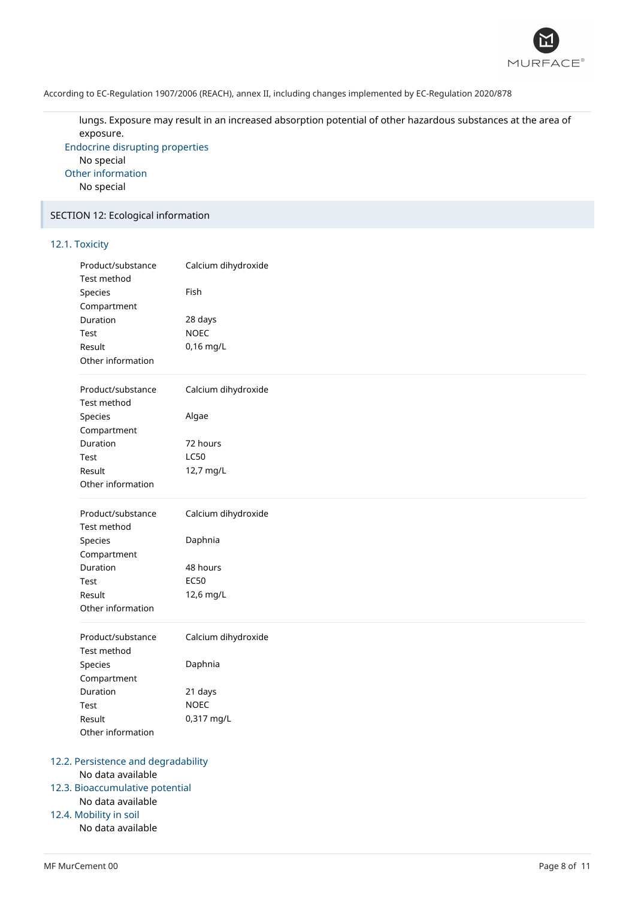lungs. Exposure may result in an increased absorption potential of other hazardous substances at the area of exposure.

### Endocrine disrupting properties

No special

### Other information

No special

## SECTION 12: Ecological information

### 12.1. Toxicity

| | |
|---|---|
| Product/substance | Calcium dihydroxide |
| Test method | |
| Species | Fish |
| Compartment | |
| Duration | 28 days |
| Test | NOEC |
| Result | 0,16 mg/L |
| Other information | |

| | |
|---|---|
| Product/substance | Calcium dihydroxide |
| Test method | |
| Species | Algae |
| Compartment | |
| Duration | 72 hours |
| Test | LC50 |
| Result | 12,7 mg/L |
| Other information | |

| | |
|---|---|
| Product/substance | Calcium dihydroxide |
| Test method | |
| Species | Daphnia |
| Compartment | |
| Duration | 48 hours |
| Test | EC50 |
| Result | 12,6 mg/L |
| Other information | |

| | |
|---|---|
| Product/substance | Calcium dihydroxide |
| Test method | |
| Species | Daphnia |
| Compartment | |
| Duration | 21 days |
| Test | NOEC |
| Result | 0,317 mg/L |
| Other information | |

### 12.2. Persistence and degradability

No data available

### 12.3. Bioaccumulative potential

No data available

### 12.4. Mobility in soil

No data available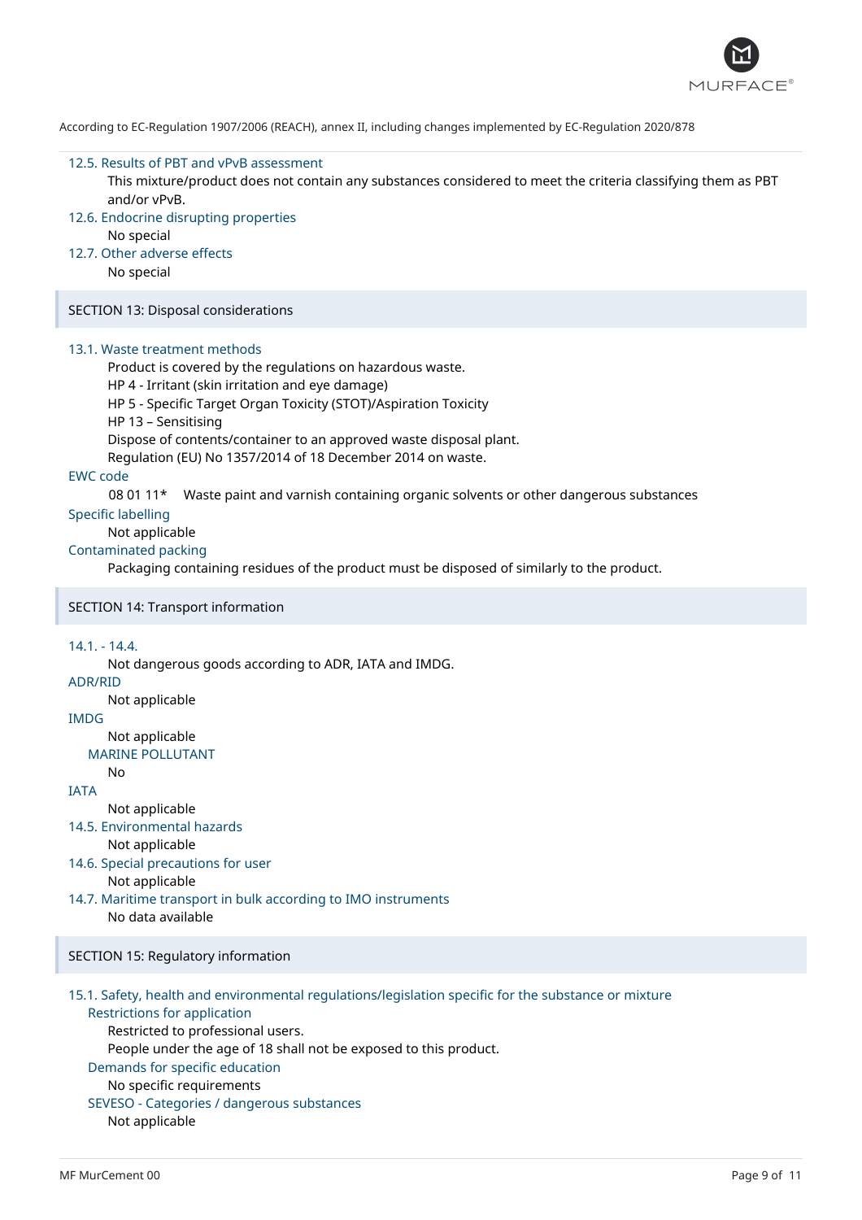According to EC-Regulation 1907/2006 (REACH), annex II, including changes implemented by EC-Regulation 2020/878

### 12.5. Results of PBT and vPvB assessment

This mixture/product does not contain any substances considered to meet the criteria classifying them as PBT and/or vPvB.

### 12.6. Endocrine disrupting properties

No special

### 12.7. Other adverse effects

No special

## SECTION 13: Disposal considerations

### 13.1. Waste treatment methods

Product is covered by the regulations on hazardous waste.
HP 4 - Irritant (skin irritation and eye damage)
HP 5 - Specific Target Organ Toxicity (STOT)/Aspiration Toxicity
HP 13 – Sensitising
Dispose of contents/container to an approved waste disposal plant.
Regulation (EU) No 1357/2014 of 18 December 2014 on waste.

### EWC code

08 01 11* Waste paint and varnish containing organic solvents or other dangerous substances

### Specific labelling

Not applicable

### Contaminated packing

Packaging containing residues of the product must be disposed of similarly to the product.

## SECTION 14: Transport information

### 14.1. - 14.4.

Not dangerous goods according to ADR, IATA and IMDG.

### ADR/RID

Not applicable

### IMDG

Not applicable

#### MARINE POLLUTANT

No

### IATA

Not applicable

### 14.5. Environmental hazards

Not applicable

### 14.6. Special precautions for user

Not applicable

### 14.7. Maritime transport in bulk according to IMO instruments

No data available

## SECTION 15: Regulatory information

### 15.1. Safety, health and environmental regulations/legislation specific for the substance or mixture

#### Restrictions for application

Restricted to professional users.
People under the age of 18 shall not be exposed to this product.

#### Demands for specific education

No specific requirements

#### SEVESO - Categories / dangerous substances

Not applicable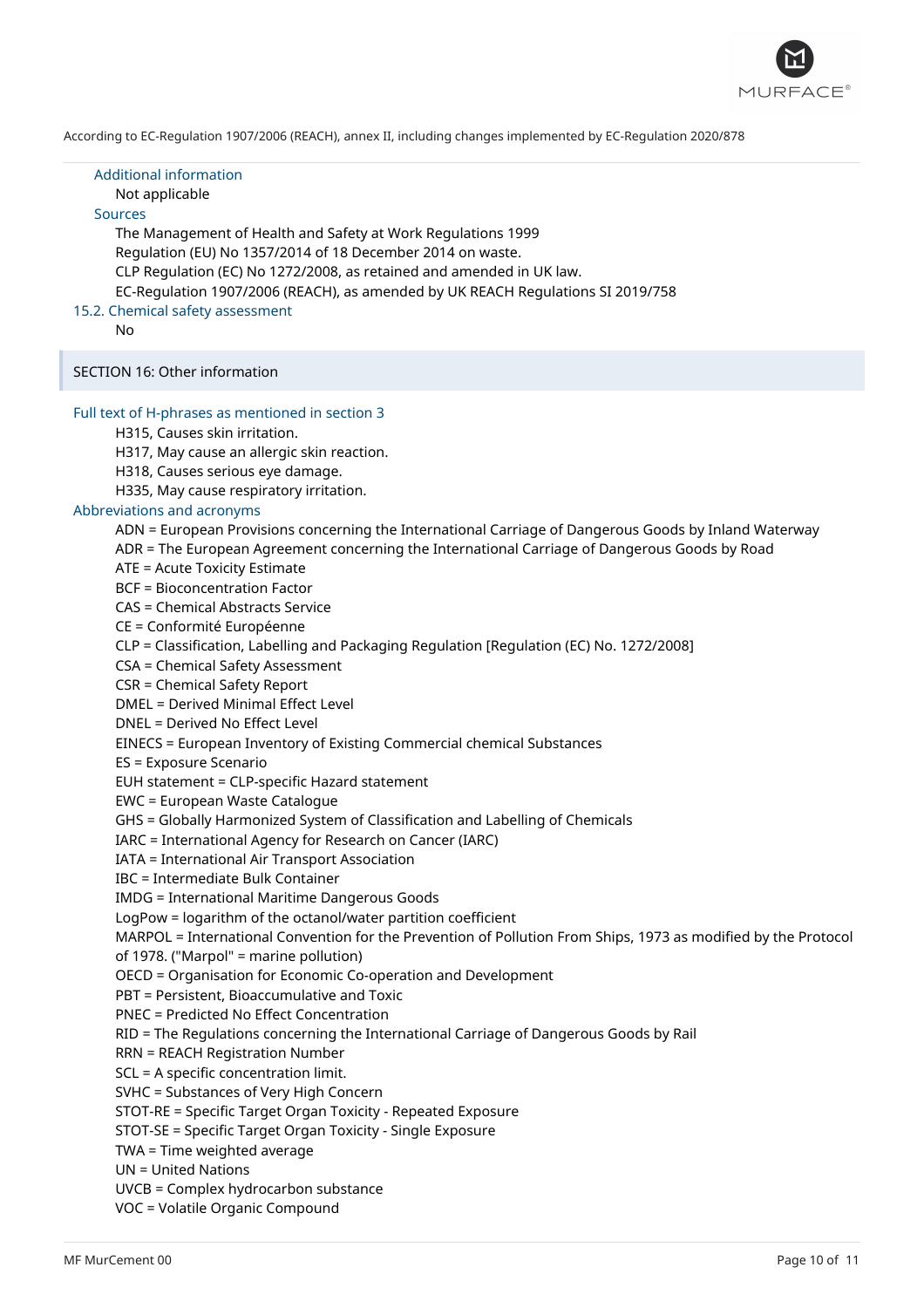According to EC-Regulation 1907/2006 (REACH), annex II, including changes implemented by EC-Regulation 2020/878

### Additional information

Not applicable

### Sources

The Management of Health and Safety at Work Regulations 1999
Regulation (EU) No 1357/2014 of 18 December 2014 on waste.
CLP Regulation (EC) No 1272/2008, as retained and amended in UK law.
EC-Regulation 1907/2006 (REACH), as amended by UK REACH Regulations SI 2019/758

### 15.2. Chemical safety assessment

No

## SECTION 16: Other information

### Full text of H-phrases as mentioned in section 3

H315, Causes skin irritation.
H317, May cause an allergic skin reaction.
H318, Causes serious eye damage.
H335, May cause respiratory irritation.

### Abbreviations and acronyms

ADN = European Provisions concerning the International Carriage of Dangerous Goods by Inland Waterway
ADR = The European Agreement concerning the International Carriage of Dangerous Goods by Road
ATE = Acute Toxicity Estimate
BCF = Bioconcentration Factor
CAS = Chemical Abstracts Service
CE = Conformité Européenne
CLP = Classification, Labelling and Packaging Regulation [Regulation (EC) No. 1272/2008]
CSA = Chemical Safety Assessment
CSR = Chemical Safety Report
DMEL = Derived Minimal Effect Level
DNEL = Derived No Effect Level
EINECS = European Inventory of Existing Commercial chemical Substances
ES = Exposure Scenario
EUH statement = CLP-specific Hazard statement
EWC = European Waste Catalogue
GHS = Globally Harmonized System of Classification and Labelling of Chemicals
IARC = International Agency for Research on Cancer (IARC)
IATA = International Air Transport Association
IBC = Intermediate Bulk Container
IMDG = International Maritime Dangerous Goods
LogPow = logarithm of the octanol/water partition coefficient
MARPOL = International Convention for the Prevention of Pollution From Ships, 1973 as modified by the Protocol of 1978. ("Marpol" = marine pollution)
OECD = Organisation for Economic Co-operation and Development
PBT = Persistent, Bioaccumulative and Toxic
PNEC = Predicted No Effect Concentration
RID = The Regulations concerning the International Carriage of Dangerous Goods by Rail
RRN = REACH Registration Number
SCL = A specific concentration limit.
SVHC = Substances of Very High Concern
STOT-RE = Specific Target Organ Toxicity - Repeated Exposure
STOT-SE = Specific Target Organ Toxicity - Single Exposure
TWA = Time weighted average
UN = United Nations
UVCB = Complex hydrocarbon substance
VOC = Volatile Organic Compound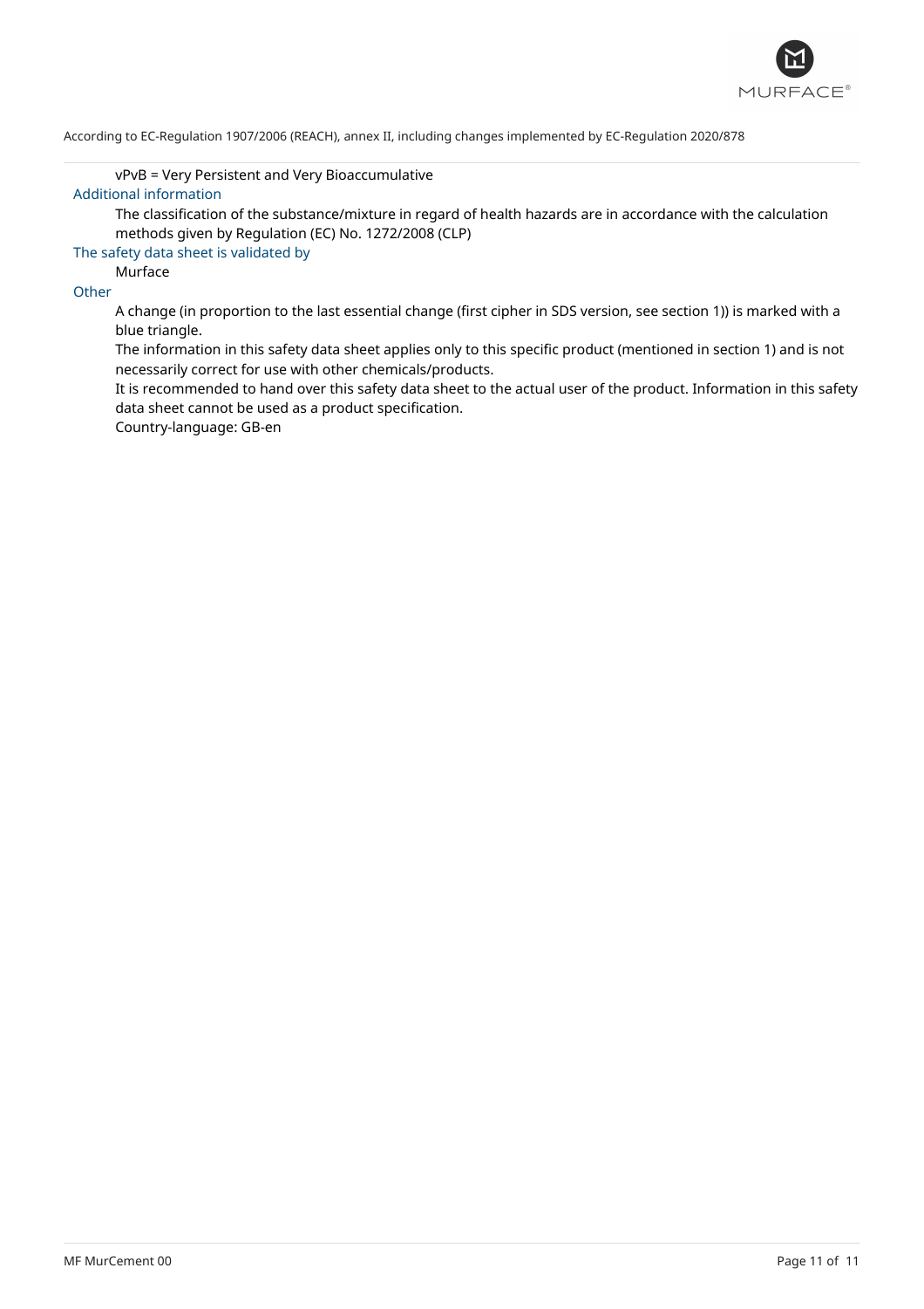vPvB = Very Persistent and Very Bioaccumulative

### Additional information

The classification of the substance/mixture in regard of health hazards are in accordance with the calculation methods given by Regulation (EC) No. 1272/2008 (CLP)

### The safety data sheet is validated by

Murface

### Other

A change (in proportion to the last essential change (first cipher in SDS version, see section 1)) is marked with a blue triangle.

The information in this safety data sheet applies only to this specific product (mentioned in section 1) and is not necessarily correct for use with other chemicals/products.

It is recommended to hand over this safety data sheet to the actual user of the product. Information in this safety data sheet cannot be used as a product specification.

Country-language: GB-en